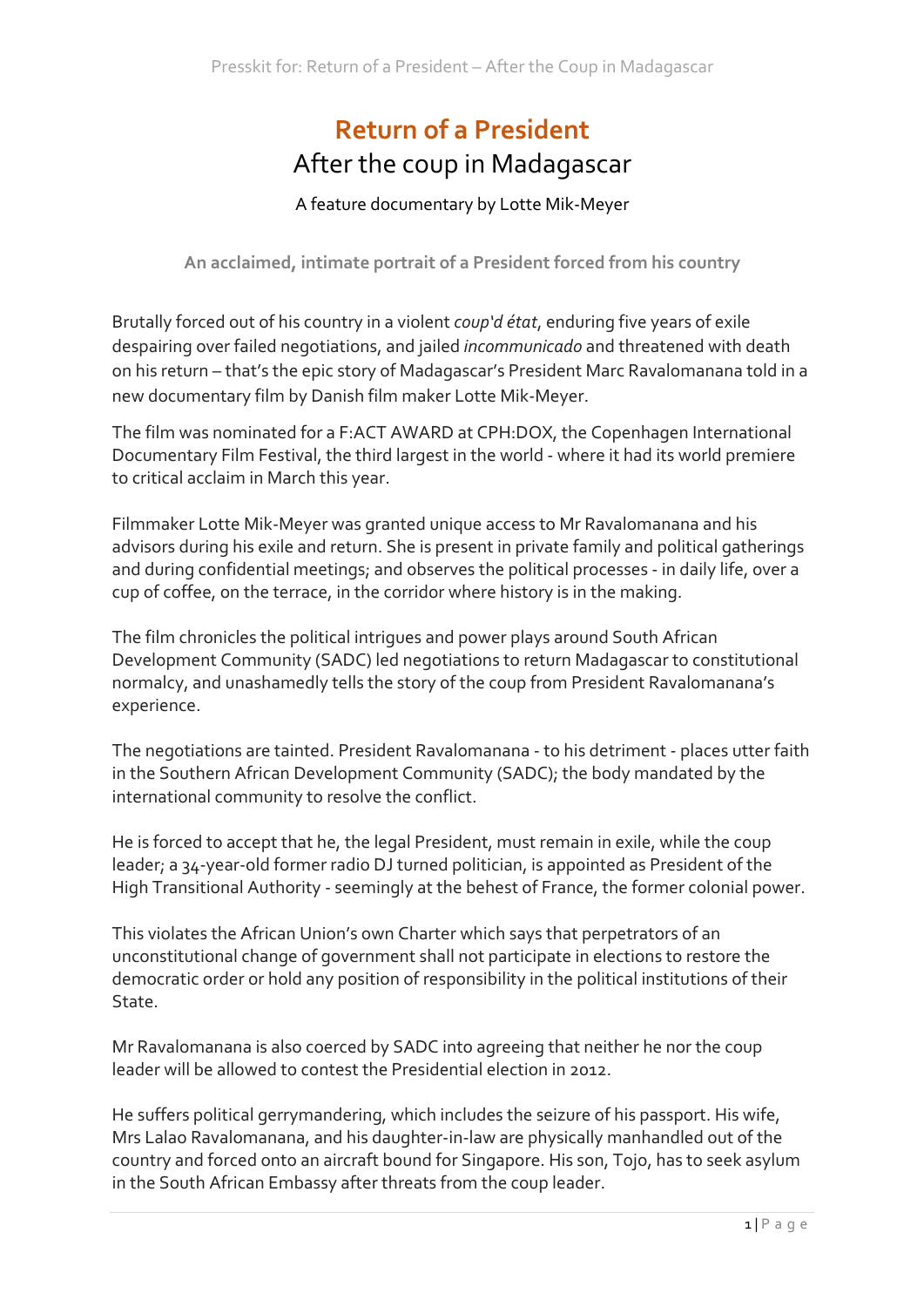# Return of a President

## After the coup in Madagascar

A feature documentary by Lotte Mik-Meyer

**An acclaimed, intimate portrait of a President forced from his country**

Brutally forced out of his country in a violent *coup'd état*, enduring five years of exile despairing over failed negotiations, and jailed *incommunicado* and threatened with death on his return – that's the epic story of Madagascar's President Marc Ravalomanana told in a new documentary film by Danish film maker Lotte Mik-Meyer.

The film was nominated for a F:ACT AWARD at CPH:DOX, the Copenhagen International Documentary Film Festival, the third largest in the world - where it had its world premiere to critical acclaim in March this year.

Filmmaker Lotte Mik-Meyer was granted unique access to Mr Ravalomanana and his advisors during his exile and return. She is present in private family and political gatherings and during confidential meetings; and observes the political processes - in daily life, over a cup of coffee, on the terrace, in the corridor where history is in the making.

The film chronicles the political intrigues and power plays around South African Development Community (SADC) led negotiations to return Madagascar to constitutional normalcy, and unashamedly tells the story of the coup from President Ravalomanana's experience.

The negotiations are tainted. President Ravalomanana - to his detriment - places utter faith in the Southern African Development Community (SADC); the body mandated by the international community to resolve the conflict.

He is forced to accept that he, the legal President, must remain in exile, while the coup leader; a 34-year-old former radio DJ turned politician, is appointed as President of the High Transitional Authority - seemingly at the behest of France, the former colonial power.

This violates the African Union's own Charter which says that perpetrators of an unconstitutional change of government shall not participate in elections to restore the democratic order or hold any position of responsibility in the political institutions of their State.

Mr Ravalomanana is also coerced by SADC into agreeing that neither he nor the coup leader will be allowed to contest the Presidential election in 2012.

He suffers political gerrymandering, which includes the seizure of his passport. His wife, Mrs Lalao Ravalomanana, and his daughter-in-law are physically manhandled out of the country and forced onto an aircraft bound for Singapore. His son, Tojo, has to seek asylum in the South African Embassy after threats from the coup leader.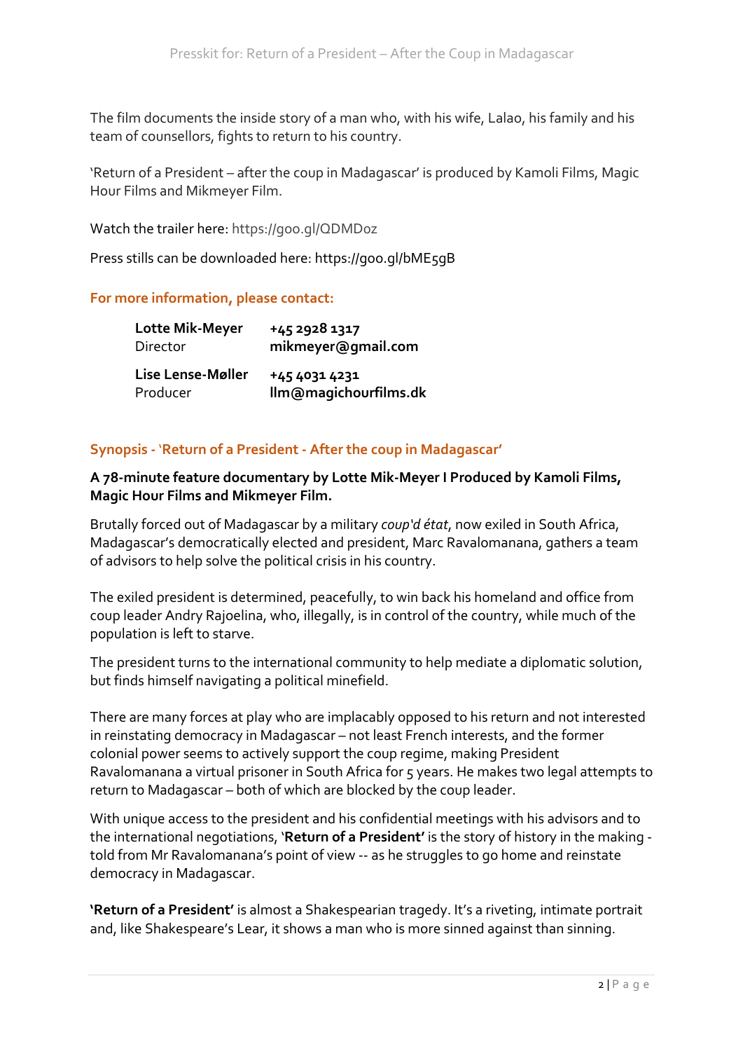The film documents the inside story of a man who, with his wife, Lalao, his family and his team of counsellors, fights to return to his country.

'Return of a President – after the coup in Madagascar' is produced by Kamoli Films, Magic Hour Films and Mikmeyer Film.

Watch the trailer here: https://goo.gl/QDMDoz

Press stills can be downloaded here: https://goo.gl/bME5gB

## For more information, please contact:

| | |
|---|---|
| **Lotte Mik-Meyer**<br>Director | **+45 2928 1317**<br>**mikmeyer@gmail.com** |
| **Lise Lense-Møller**<br>Producer | **+45 4031 4231**<br>**llm@magichourfilms.dk** |

## Synopsis - 'Return of a President - After the coup in Madagascar'

**A 78-minute feature documentary by Lotte Mik-Meyer I Produced by Kamoli Films, Magic Hour Films and Mikmeyer Film.**

Brutally forced out of Madagascar by a military *coup'd état*, now exiled in South Africa, Madagascar's democratically elected and president, Marc Ravalomanana, gathers a team of advisors to help solve the political crisis in his country.

The exiled president is determined, peacefully, to win back his homeland and office from coup leader Andry Rajoelina, who, illegally, is in control of the country, while much of the population is left to starve.

The president turns to the international community to help mediate a diplomatic solution, but finds himself navigating a political minefield.

There are many forces at play who are implacably opposed to his return and not interested in reinstating democracy in Madagascar – not least French interests, and the former colonial power seems to actively support the coup regime, making President Ravalomanana a virtual prisoner in South Africa for 5 years. He makes two legal attempts to return to Madagascar – both of which are blocked by the coup leader.

With unique access to the president and his confidential meetings with his advisors and to the international negotiations, '**Return of a President'** is the story of history in the making - told from Mr Ravalomanana's point of view -- as he struggles to go home and reinstate democracy in Madagascar.

**'Return of a President'** is almost a Shakespearian tragedy. It's a riveting, intimate portrait and, like Shakespeare's Lear, it shows a man who is more sinned against than sinning.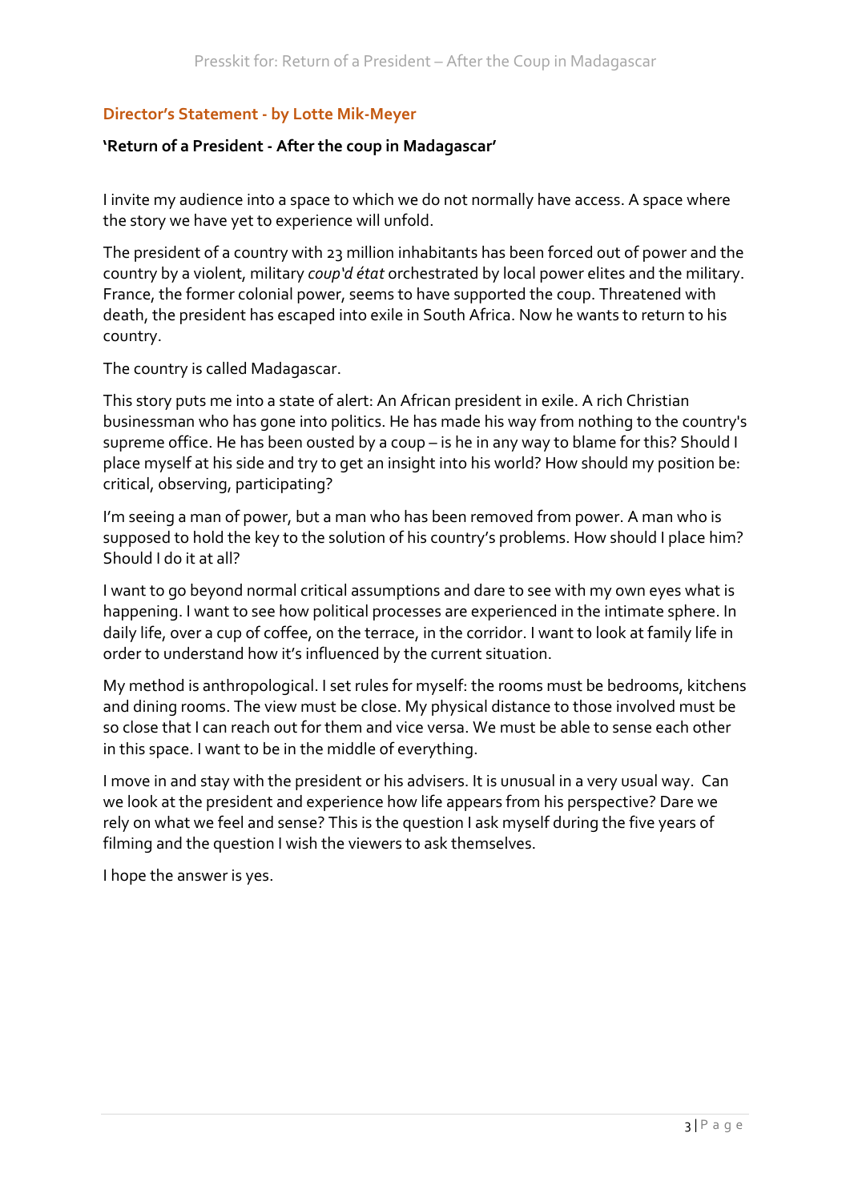## Director's Statement - by Lotte Mik-Meyer

**'Return of a President - After the coup in Madagascar'**

I invite my audience into a space to which we do not normally have access. A space where the story we have yet to experience will unfold.

The president of a country with 23 million inhabitants has been forced out of power and the country by a violent, military *coup'd état* orchestrated by local power elites and the military. France, the former colonial power, seems to have supported the coup. Threatened with death, the president has escaped into exile in South Africa. Now he wants to return to his country.

The country is called Madagascar.

This story puts me into a state of alert: An African president in exile. A rich Christian businessman who has gone into politics. He has made his way from nothing to the country's supreme office. He has been ousted by a coup – is he in any way to blame for this? Should I place myself at his side and try to get an insight into his world? How should my position be: critical, observing, participating?

I'm seeing a man of power, but a man who has been removed from power. A man who is supposed to hold the key to the solution of his country's problems. How should I place him? Should I do it at all?

I want to go beyond normal critical assumptions and dare to see with my own eyes what is happening. I want to see how political processes are experienced in the intimate sphere. In daily life, over a cup of coffee, on the terrace, in the corridor. I want to look at family life in order to understand how it's influenced by the current situation.

My method is anthropological. I set rules for myself: the rooms must be bedrooms, kitchens and dining rooms. The view must be close. My physical distance to those involved must be so close that I can reach out for them and vice versa. We must be able to sense each other in this space. I want to be in the middle of everything.

I move in and stay with the president or his advisers. It is unusual in a very usual way. Can we look at the president and experience how life appears from his perspective? Dare we rely on what we feel and sense? This is the question I ask myself during the five years of filming and the question I wish the viewers to ask themselves.

I hope the answer is yes.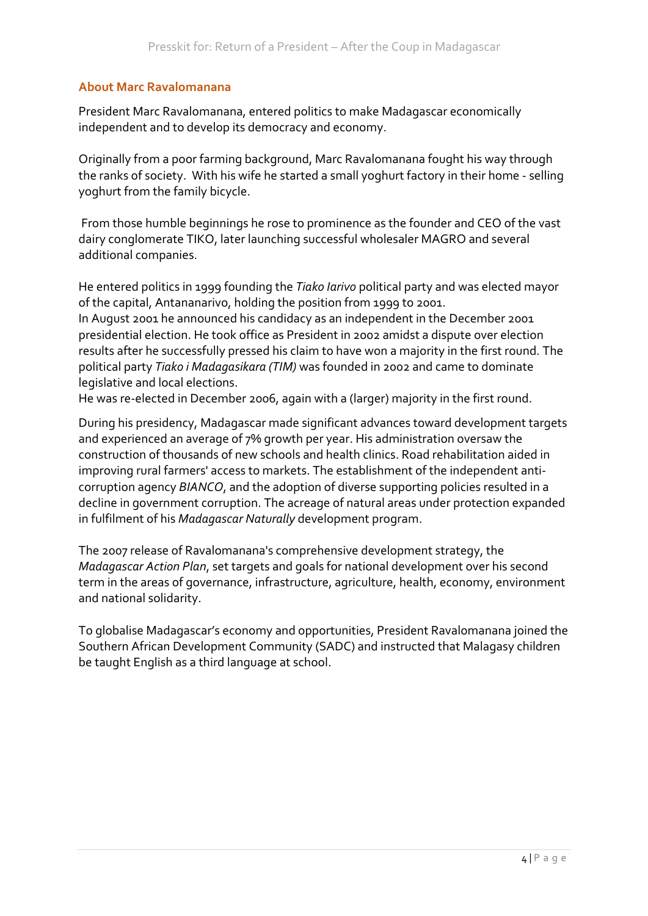## About Marc Ravalomanana

President Marc Ravalomanana, entered politics to make Madagascar economically independent and to develop its democracy and economy.

Originally from a poor farming background, Marc Ravalomanana fought his way through the ranks of society. With his wife he started a small yoghurt factory in their home - selling yoghurt from the family bicycle.

From those humble beginnings he rose to prominence as the founder and CEO of the vast dairy conglomerate TIKO, later launching successful wholesaler MAGRO and several additional companies.

He entered politics in 1999 founding the *Tiako Iarivo* political party and was elected mayor of the capital, Antananarivo, holding the position from 1999 to 2001.
In August 2001 he announced his candidacy as an independent in the December 2001 presidential election. He took office as President in 2002 amidst a dispute over election results after he successfully pressed his claim to have won a majority in the first round. The political party *Tiako i Madagasikara (TIM)* was founded in 2002 and came to dominate legislative and local elections.
He was re-elected in December 2006, again with a (larger) majority in the first round.

During his presidency, Madagascar made significant advances toward development targets and experienced an average of 7% growth per year. His administration oversaw the construction of thousands of new schools and health clinics. Road rehabilitation aided in improving rural farmers' access to markets. The establishment of the independent anti-corruption agency *BIANCO*, and the adoption of diverse supporting policies resulted in a decline in government corruption. The acreage of natural areas under protection expanded in fulfilment of his *Madagascar Naturally* development program.

The 2007 release of Ravalomanana's comprehensive development strategy, the *Madagascar Action Plan*, set targets and goals for national development over his second term in the areas of governance, infrastructure, agriculture, health, economy, environment and national solidarity.

To globalise Madagascar's economy and opportunities, President Ravalomanana joined the Southern African Development Community (SADC) and instructed that Malagasy children be taught English as a third language at school.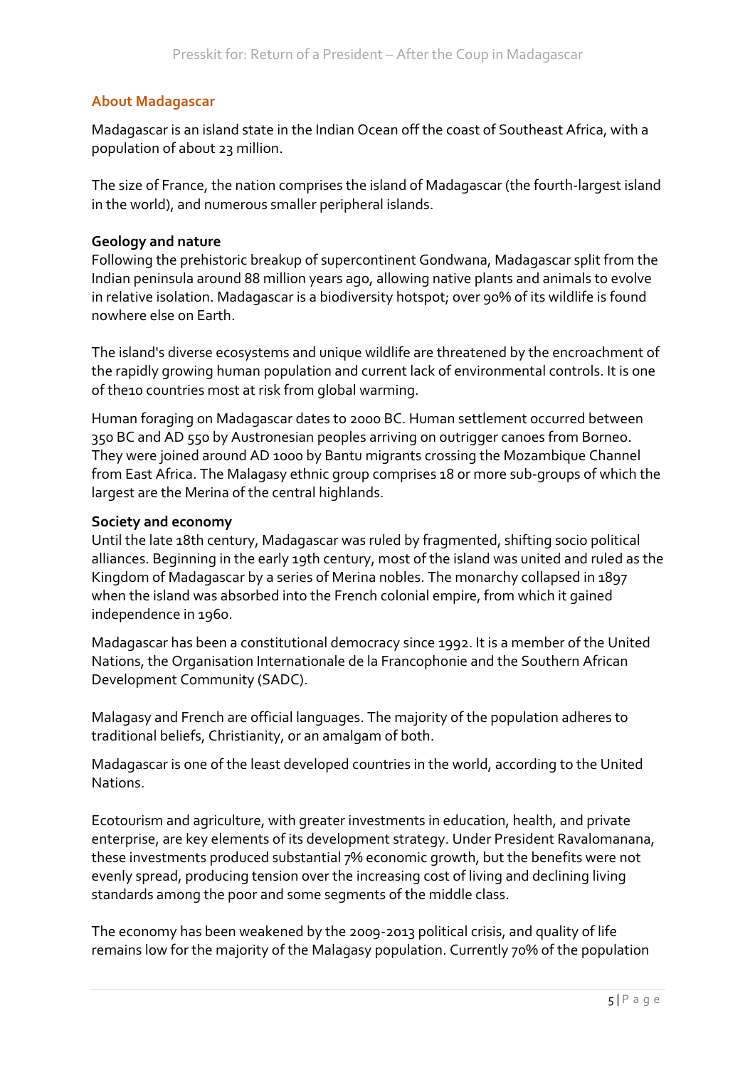## About Madagascar

Madagascar is an island state in the Indian Ocean off the coast of Southeast Africa, with a population of about 23 million.

The size of France, the nation comprises the island of Madagascar (the fourth-largest island in the world), and numerous smaller peripheral islands.

**Geology and nature**
Following the prehistoric breakup of supercontinent Gondwana, Madagascar split from the Indian peninsula around 88 million years ago, allowing native plants and animals to evolve in relative isolation. Madagascar is a biodiversity hotspot; over 90% of its wildlife is found nowhere else on Earth.

The island's diverse ecosystems and unique wildlife are threatened by the encroachment of the rapidly growing human population and current lack of environmental controls. It is one of the10 countries most at risk from global warming.

Human foraging on Madagascar dates to 2000 BC. Human settlement occurred between 350 BC and AD 550 by Austronesian peoples arriving on outrigger canoes from Borneo. They were joined around AD 1000 by Bantu migrants crossing the Mozambique Channel from East Africa. The Malagasy ethnic group comprises 18 or more sub-groups of which the largest are the Merina of the central highlands.

**Society and economy**
Until the late 18th century, Madagascar was ruled by fragmented, shifting socio political alliances. Beginning in the early 19th century, most of the island was united and ruled as the Kingdom of Madagascar by a series of Merina nobles. The monarchy collapsed in 1897 when the island was absorbed into the French colonial empire, from which it gained independence in 1960.

Madagascar has been a constitutional democracy since 1992. It is a member of the United Nations, the Organisation Internationale de la Francophonie and the Southern African Development Community (SADC).

Malagasy and French are official languages. The majority of the population adheres to traditional beliefs, Christianity, or an amalgam of both.

Madagascar is one of the least developed countries in the world, according to the United Nations.

Ecotourism and agriculture, with greater investments in education, health, and private enterprise, are key elements of its development strategy. Under President Ravalomanana, these investments produced substantial 7% economic growth, but the benefits were not evenly spread, producing tension over the increasing cost of living and declining living standards among the poor and some segments of the middle class.

The economy has been weakened by the 2009-2013 political crisis, and quality of life remains low for the majority of the Malagasy population. Currently 70% of the population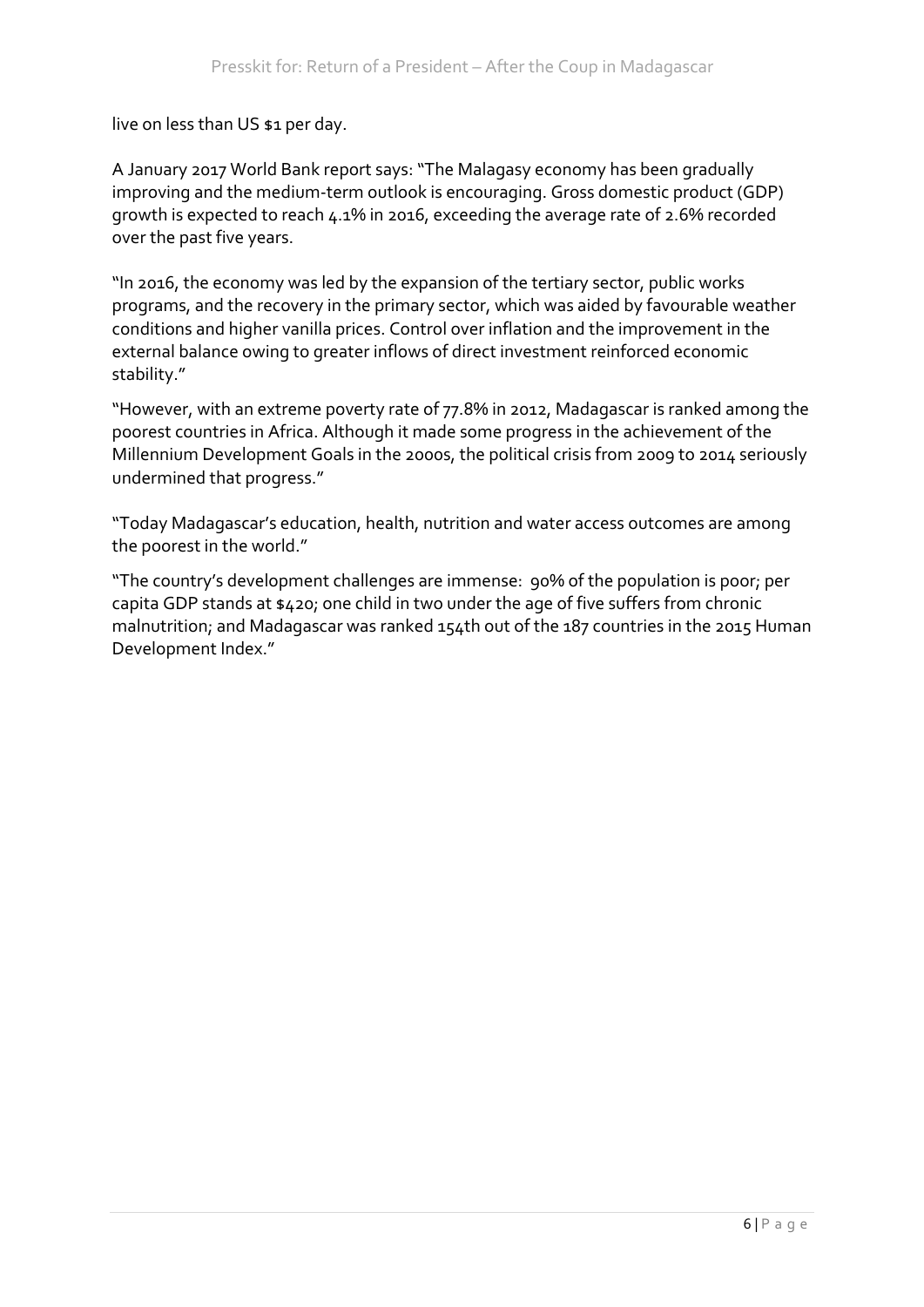live on less than US $1 per day.

A January 2017 World Bank report says: "The Malagasy economy has been gradually improving and the medium-term outlook is encouraging. Gross domestic product (GDP) growth is expected to reach 4.1% in 2016, exceeding the average rate of 2.6% recorded over the past five years.

"In 2016, the economy was led by the expansion of the tertiary sector, public works programs, and the recovery in the primary sector, which was aided by favourable weather conditions and higher vanilla prices. Control over inflation and the improvement in the external balance owing to greater inflows of direct investment reinforced economic stability."

"However, with an extreme poverty rate of 77.8% in 2012, Madagascar is ranked among the poorest countries in Africa. Although it made some progress in the achievement of the Millennium Development Goals in the 2000s, the political crisis from 2009 to 2014 seriously undermined that progress."

"Today Madagascar's education, health, nutrition and water access outcomes are among the poorest in the world."

"The country's development challenges are immense: 90% of the population is poor; per capita GDP stands at $420; one child in two under the age of five suffers from chronic malnutrition; and Madagascar was ranked 154th out of the 187 countries in the 2015 Human Development Index."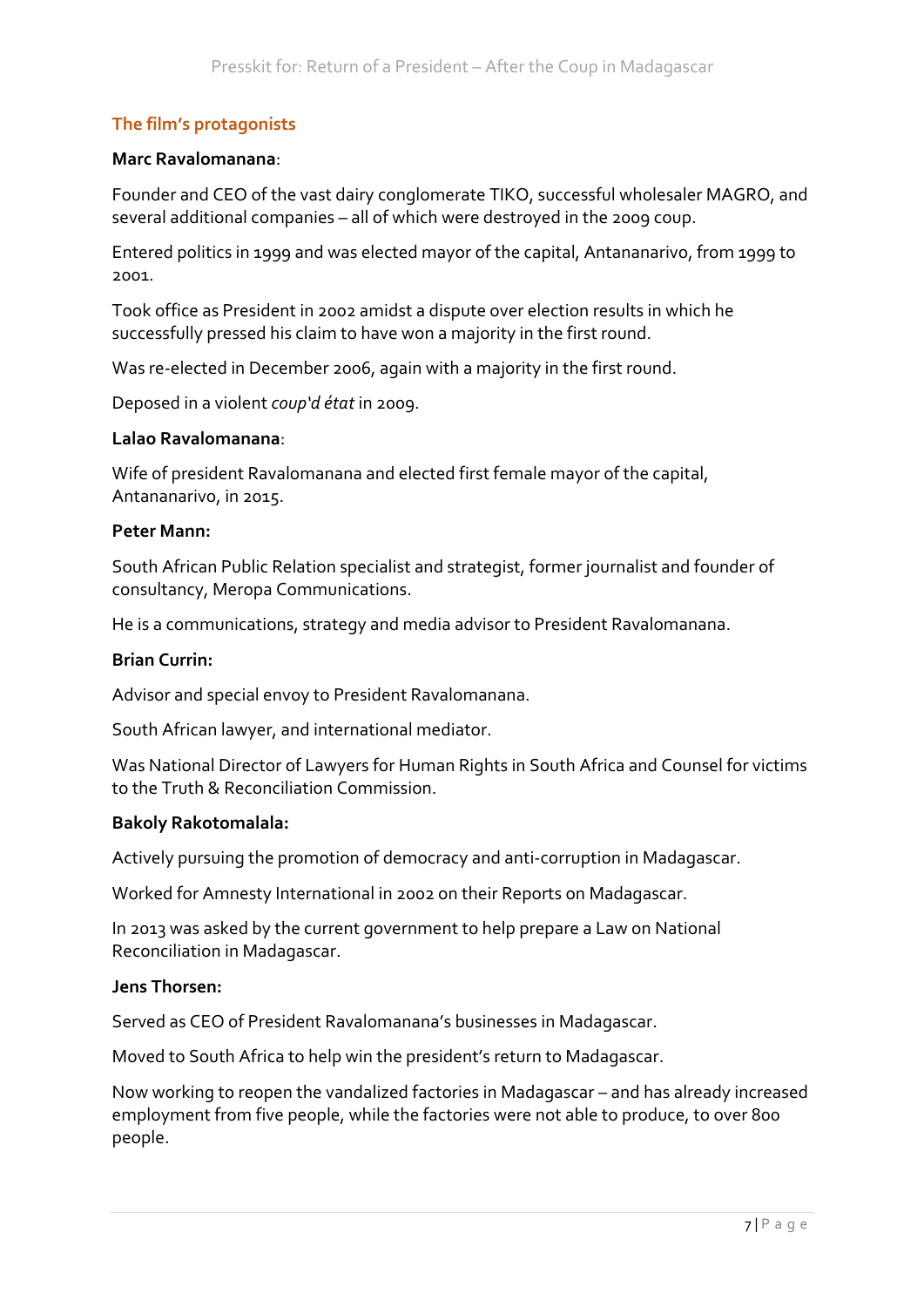## The film's protagonists

**Marc Ravalomanana**:

Founder and CEO of the vast dairy conglomerate TIKO, successful wholesaler MAGRO, and several additional companies – all of which were destroyed in the 2009 coup.

Entered politics in 1999 and was elected mayor of the capital, Antananarivo, from 1999 to 2001.

Took office as President in 2002 amidst a dispute over election results in which he successfully pressed his claim to have won a majority in the first round.

Was re-elected in December 2006, again with a majority in the first round.

Deposed in a violent *coup'd état* in 2009.

**Lalao Ravalomanana**:

Wife of president Ravalomanana and elected first female mayor of the capital, Antananarivo, in 2015.

**Peter Mann:**

South African Public Relation specialist and strategist, former journalist and founder of consultancy, Meropa Communications.

He is a communications, strategy and media advisor to President Ravalomanana.

**Brian Currin:**

Advisor and special envoy to President Ravalomanana.

South African lawyer, and international mediator.

Was National Director of Lawyers for Human Rights in South Africa and Counsel for victims to the Truth & Reconciliation Commission.

**Bakoly Rakotomalala:**

Actively pursuing the promotion of democracy and anti-corruption in Madagascar.

Worked for Amnesty International in 2002 on their Reports on Madagascar.

In 2013 was asked by the current government to help prepare a Law on National Reconciliation in Madagascar.

**Jens Thorsen:**

Served as CEO of President Ravalomanana's businesses in Madagascar.

Moved to South Africa to help win the president's return to Madagascar.

Now working to reopen the vandalized factories in Madagascar – and has already increased employment from five people, while the factories were not able to produce, to over 800 people.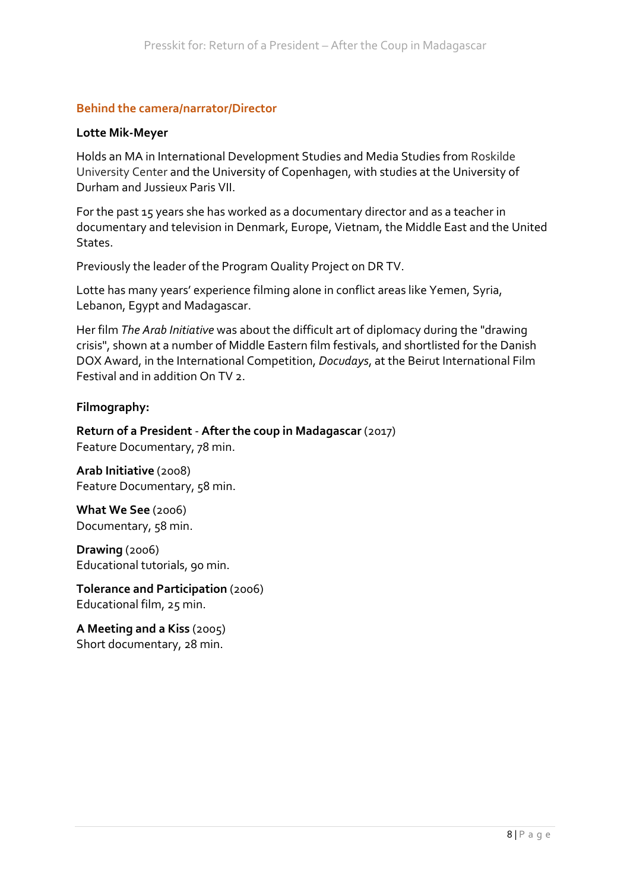## Behind the camera/narrator/Director

**Lotte Mik-Meyer**

Holds an MA in International Development Studies and Media Studies from Roskilde University Center and the University of Copenhagen, with studies at the University of Durham and Jussieux Paris VII.

For the past 15 years she has worked as a documentary director and as a teacher in documentary and television in Denmark, Europe, Vietnam, the Middle East and the United States.

Previously the leader of the Program Quality Project on DR TV.

Lotte has many years' experience filming alone in conflict areas like Yemen, Syria, Lebanon, Egypt and Madagascar.

Her film *The Arab Initiative* was about the difficult art of diplomacy during the "drawing crisis", shown at a number of Middle Eastern film festivals, and shortlisted for the Danish DOX Award, in the International Competition, *Docudays*, at the Beirut International Film Festival and in addition On TV 2.

**Filmography:**

**Return of a President** - **After the coup in Madagascar** (2017)
Feature Documentary, 78 min.

**Arab Initiative** (2008)
Feature Documentary, 58 min.

**What We See** (2006)
Documentary, 58 min.

**Drawing** (2006)
Educational tutorials, 90 min.

**Tolerance and Participation** (2006)
Educational film, 25 min.

**A Meeting and a Kiss** (2005)
Short documentary, 28 min.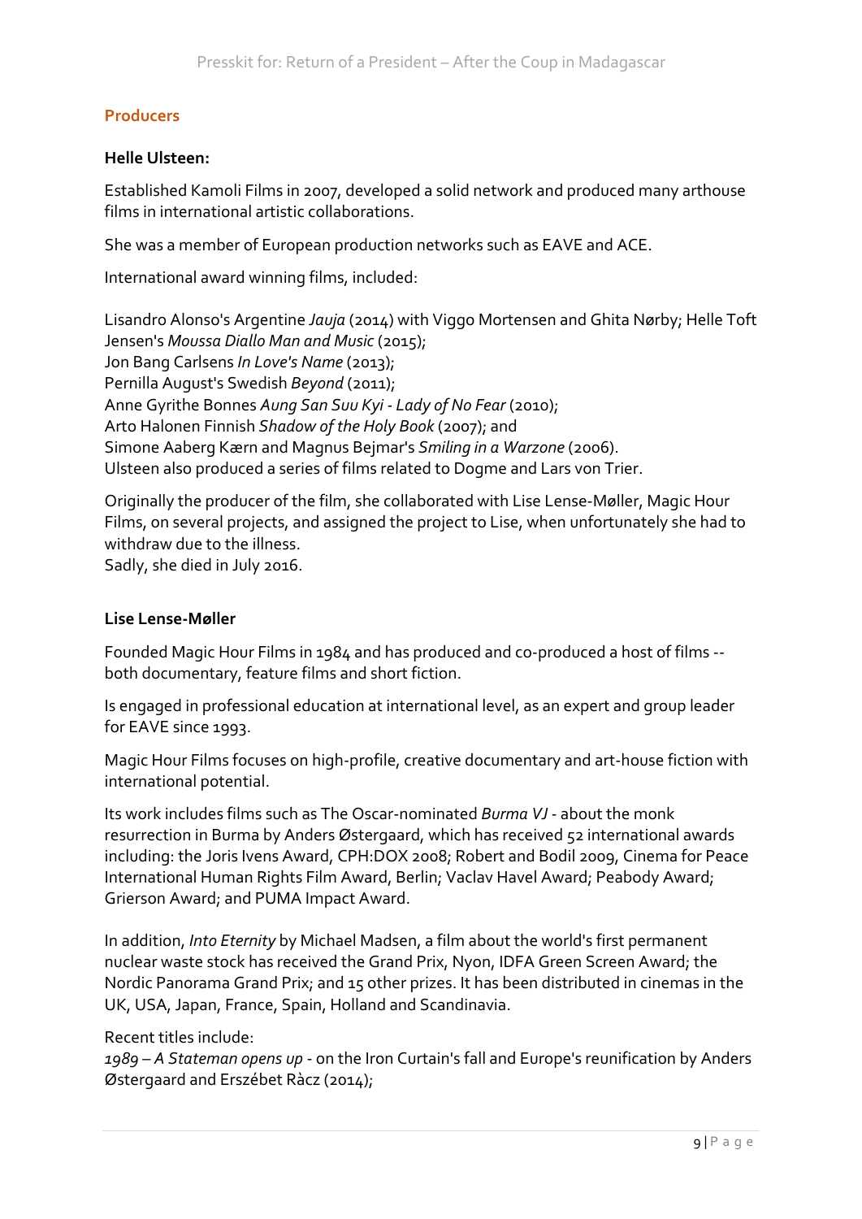## Producers

### Helle Ulsteen:

Established Kamoli Films in 2007, developed a solid network and produced many arthouse films in international artistic collaborations.

She was a member of European production networks such as EAVE and ACE.

International award winning films, included:

Lisandro Alonso's Argentine *Jauja* (2014) with Viggo Mortensen and Ghita Nørby; Helle Toft Jensen's *Moussa Diallo Man and Music* (2015);
Jon Bang Carlsens *In Love's Name* (2013);
Pernilla August's Swedish *Beyond* (2011);
Anne Gyrithe Bonnes *Aung San Suu Kyi - Lady of No Fear* (2010);
Arto Halonen Finnish *Shadow of the Holy Book* (2007); and
Simone Aaberg Kærn and Magnus Bejmar's *Smiling in a Warzone* (2006).
Ulsteen also produced a series of films related to Dogme and Lars von Trier.

Originally the producer of the film, she collaborated with Lise Lense-Møller, Magic Hour Films, on several projects, and assigned the project to Lise, when unfortunately she had to withdraw due to the illness.
Sadly, she died in July 2016.

### Lise Lense-Møller

Founded Magic Hour Films in 1984 and has produced and co-produced a host of films -- both documentary, feature films and short fiction.

Is engaged in professional education at international level, as an expert and group leader for EAVE since 1993.

Magic Hour Films focuses on high-profile, creative documentary and art-house fiction with international potential.

Its work includes films such as The Oscar-nominated *Burma VJ* - about the monk resurrection in Burma by Anders Østergaard, which has received 52 international awards including: the Joris Ivens Award, CPH:DOX 2008; Robert and Bodil 2009, Cinema for Peace International Human Rights Film Award, Berlin; Vaclav Havel Award; Peabody Award; Grierson Award; and PUMA Impact Award.

In addition, *Into Eternity* by Michael Madsen, a film about the world's first permanent nuclear waste stock has received the Grand Prix, Nyon, IDFA Green Screen Award; the Nordic Panorama Grand Prix; and 15 other prizes. It has been distributed in cinemas in the UK, USA, Japan, France, Spain, Holland and Scandinavia.

Recent titles include:
*1989 – A Stateman opens up* - on the Iron Curtain's fall and Europe's reunification by Anders Østergaard and Erszébet Ràcz (2014);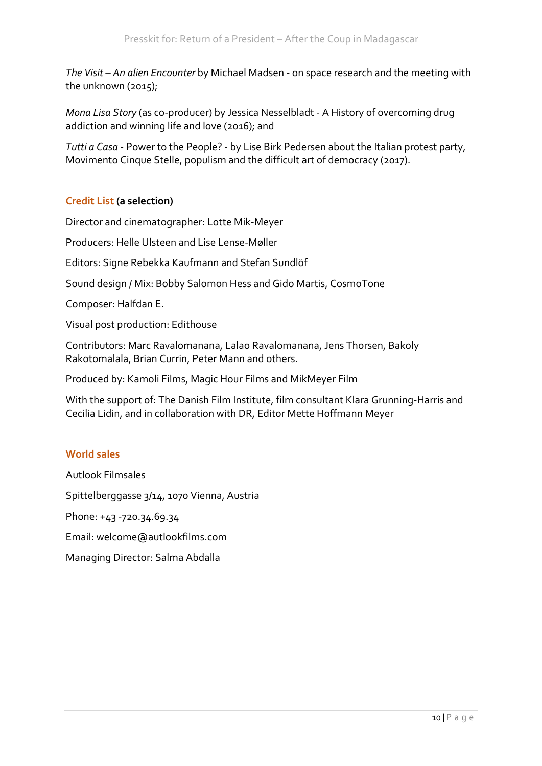*The Visit – An alien Encounter* by Michael Madsen - on space research and the meeting with the unknown (2015);

*Mona Lisa Story* (as co-producer) by Jessica Nesselbladt - A History of overcoming drug addiction and winning life and love (2016); and

*Tutti a Casa* - Power to the People? - by Lise Birk Pedersen about the Italian protest party, Movimento Cinque Stelle, populism and the difficult art of democracy (2017).

### Credit List **(a selection)**

Director and cinematographer: Lotte Mik-Meyer

Producers: Helle Ulsteen and Lise Lense-Møller

Editors: Signe Rebekka Kaufmann and Stefan Sundlöf

Sound design / Mix: Bobby Salomon Hess and Gido Martis, CosmoTone

Composer: Halfdan E.

Visual post production: Edithouse

Contributors: Marc Ravalomanana, Lalao Ravalomanana, Jens Thorsen, Bakoly Rakotomalala, Brian Currin, Peter Mann and others.

Produced by: Kamoli Films, Magic Hour Films and MikMeyer Film

With the support of: The Danish Film Institute, film consultant Klara Grunning-Harris and Cecilia Lidin, and in collaboration with DR, Editor Mette Hoffmann Meyer

### World sales

Autlook Filmsales

Spittelberggasse 3/14, 1070 Vienna, Austria

Phone: +43 -720.34.69.34

Email: welcome@autlookfilms.com

Managing Director: Salma Abdalla